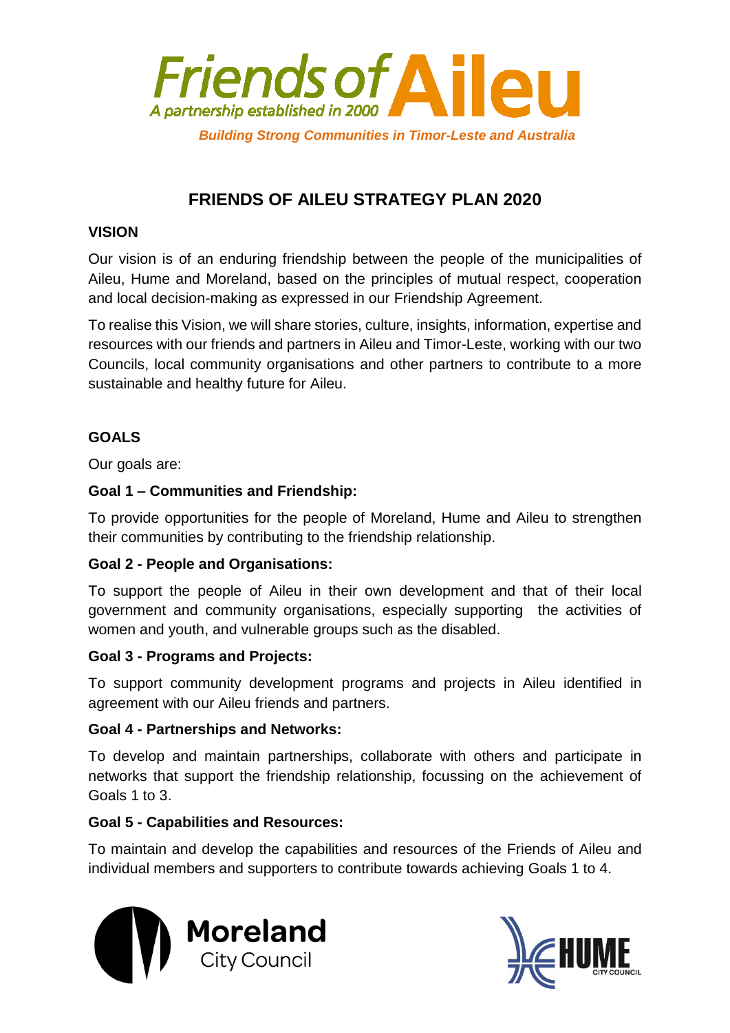# Friends of Aileu

*A partnership established in 2000*

***Building Strong Communities in Timor-Leste and Australia***

## FRIENDS OF AILEU STRATEGY PLAN 2020

### VISION

Our vision is of an enduring friendship between the people of the municipalities of Aileu, Hume and Moreland, based on the principles of mutual respect, cooperation and local decision-making as expressed in our Friendship Agreement.

To realise this Vision, we will share stories, culture, insights, information, expertise and resources with our friends and partners in Aileu and Timor-Leste, working with our two Councils, local community organisations and other partners to contribute to a more sustainable and healthy future for Aileu.

### GOALS

Our goals are:

**Goal 1 – Communities and Friendship:**

To provide opportunities for the people of Moreland, Hume and Aileu to strengthen their communities by contributing to the friendship relationship.

**Goal 2 - People and Organisations:**

To support the people of Aileu in their own development and that of their local government and community organisations, especially supporting the activities of women and youth, and vulnerable groups such as the disabled.

**Goal 3 - Programs and Projects:**

To support community development programs and projects in Aileu identified in agreement with our Aileu friends and partners.

**Goal 4 - Partnerships and Networks:**

To develop and maintain partnerships, collaborate with others and participate in networks that support the friendship relationship, focussing on the achievement of Goals 1 to 3.

**Goal 5 - Capabilities and Resources:**

To maintain and develop the capabilities and resources of the Friends of Aileu and individual members and supporters to contribute towards achieving Goals 1 to 4.

Moreland City Council

HUME CITY COUNCIL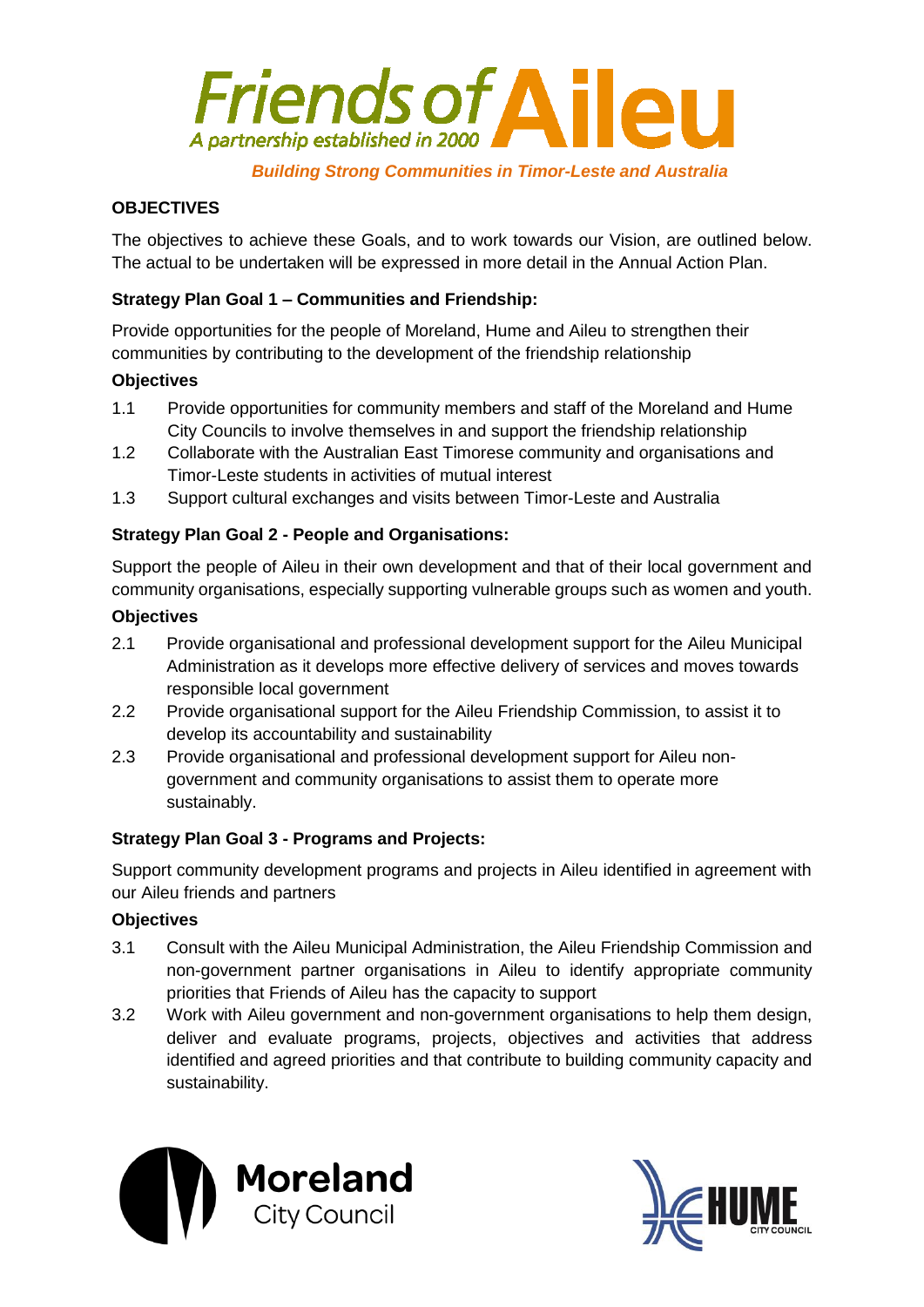# Friends of Aileu

*A partnership established in 2000*

***Building Strong Communities in Timor-Leste and Australia***

## OBJECTIVES

The objectives to achieve these Goals, and to work towards our Vision, are outlined below. The actual to be undertaken will be expressed in more detail in the Annual Action Plan.

### Strategy Plan Goal 1 – Communities and Friendship:

Provide opportunities for the people of Moreland, Hume and Aileu to strengthen their communities by contributing to the development of the friendship relationship

**Objectives**

1.1 Provide opportunities for community members and staff of the Moreland and Hume City Councils to involve themselves in and support the friendship relationship

1.2 Collaborate with the Australian East Timorese community and organisations and Timor-Leste students in activities of mutual interest

1.3 Support cultural exchanges and visits between Timor-Leste and Australia

### Strategy Plan Goal 2 - People and Organisations:

Support the people of Aileu in their own development and that of their local government and community organisations, especially supporting vulnerable groups such as women and youth.

**Objectives**

2.1 Provide organisational and professional development support for the Aileu Municipal Administration as it develops more effective delivery of services and moves towards responsible local government

2.2 Provide organisational support for the Aileu Friendship Commission, to assist it to develop its accountability and sustainability

2.3 Provide organisational and professional development support for Aileu non-government and community organisations to assist them to operate more sustainably.

### Strategy Plan Goal 3 - Programs and Projects:

Support community development programs and projects in Aileu identified in agreement with our Aileu friends and partners

**Objectives**

3.1 Consult with the Aileu Municipal Administration, the Aileu Friendship Commission and non-government partner organisations in Aileu to identify appropriate community priorities that Friends of Aileu has the capacity to support

3.2 Work with Aileu government and non-government organisations to help them design, deliver and evaluate programs, projects, objectives and activities that address identified and agreed priorities and that contribute to building community capacity and sustainability.

Moreland City Council

HUME CITY COUNCIL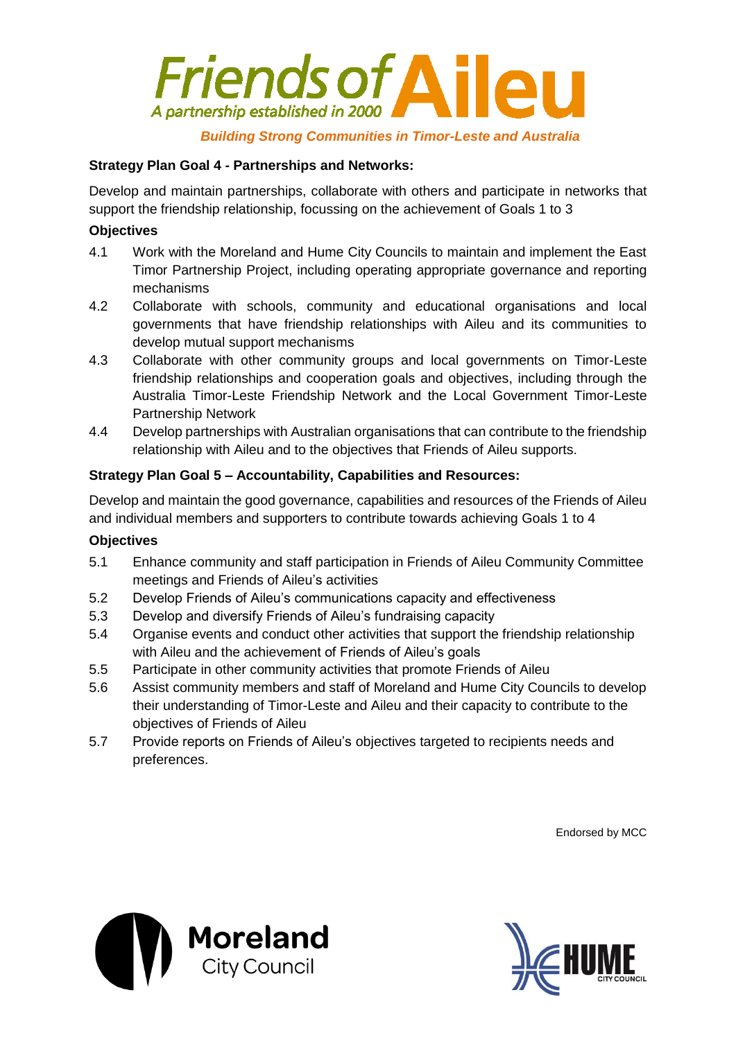# Friends of Aileu

*A partnership established in 2000*

***Building Strong Communities in Timor-Leste and Australia***

**Strategy Plan Goal 4 - Partnerships and Networks:**

Develop and maintain partnerships, collaborate with others and participate in networks that support the friendship relationship, focussing on the achievement of Goals 1 to 3

**Objectives**

- 4.1 Work with the Moreland and Hume City Councils to maintain and implement the East Timor Partnership Project, including operating appropriate governance and reporting mechanisms
- 4.2 Collaborate with schools, community and educational organisations and local governments that have friendship relationships with Aileu and its communities to develop mutual support mechanisms
- 4.3 Collaborate with other community groups and local governments on Timor-Leste friendship relationships and cooperation goals and objectives, including through the Australia Timor-Leste Friendship Network and the Local Government Timor-Leste Partnership Network
- 4.4 Develop partnerships with Australian organisations that can contribute to the friendship relationship with Aileu and to the objectives that Friends of Aileu supports.

**Strategy Plan Goal 5 – Accountability, Capabilities and Resources:**

Develop and maintain the good governance, capabilities and resources of the Friends of Aileu and individual members and supporters to contribute towards achieving Goals 1 to 4

**Objectives**

- 5.1 Enhance community and staff participation in Friends of Aileu Community Committee meetings and Friends of Aileu's activities
- 5.2 Develop Friends of Aileu's communications capacity and effectiveness
- 5.3 Develop and diversify Friends of Aileu fundraising capacity
- 5.4 Organise events and conduct other activities that support the friendship relationship with Aileu and the achievement of Friends of Aileu's goals
- 5.5 Participate in other community activities that promote Friends of Aileu
- 5.6 Assist community members and staff of Moreland and Hume City Councils to develop their understanding of Timor-Leste and Aileu and their capacity to contribute to the objectives of Friends of Aileu
- 5.7 Provide reports on Friends of Aileu's objectives targeted to recipients needs and preferences.

Endorsed by MCC

Moreland City Council

HUME CITY COUNCIL